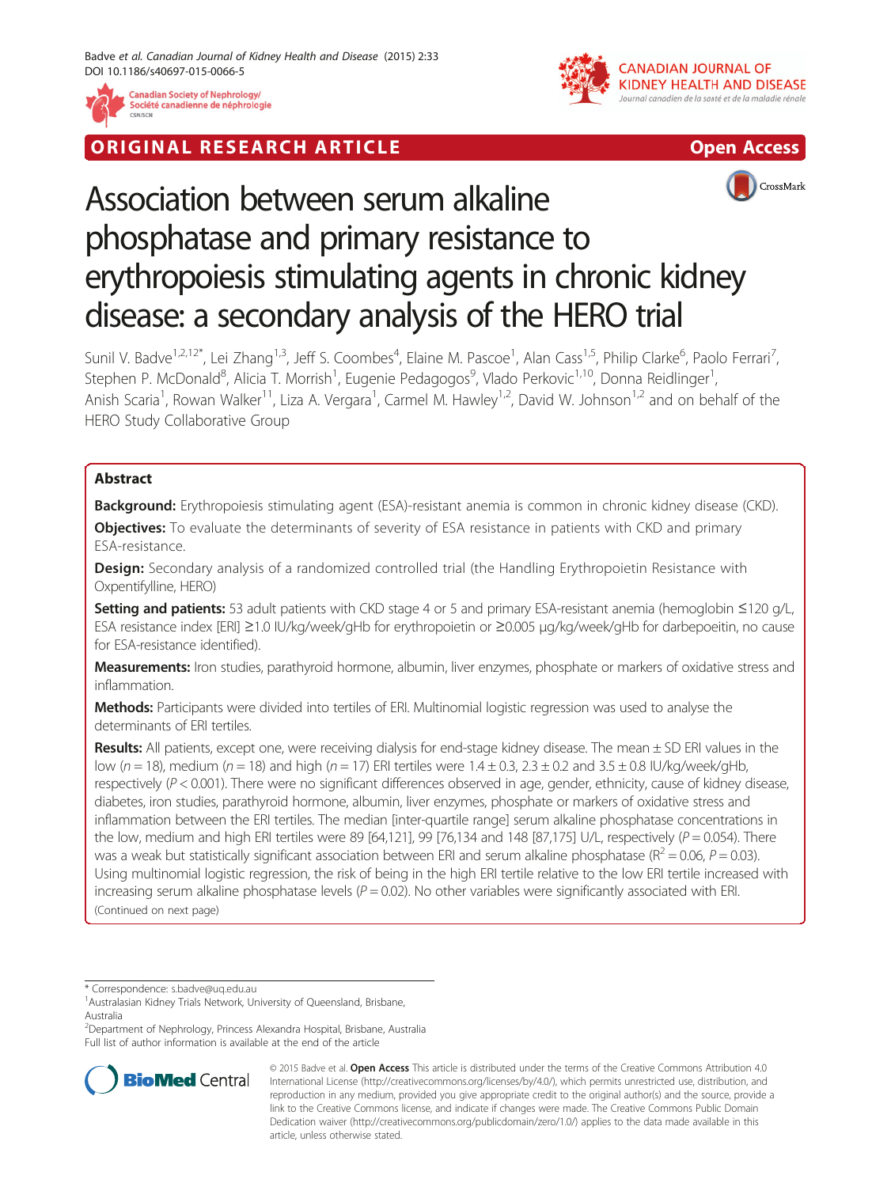ORIGINAL RESEARCH ARTICLE

Open Access

# Association between serum alkaline phosphatase and primary resistance to erythropoiesis stimulating agents in chronic kidney disease: a secondary analysis of the HERO trial

Sunil V. Badve[1,2,12*], Lei Zhang[1,3], Jeff S. Coombes[4], Elaine M. Pascoe[1], Alan Cass[1,5], Philip Clarke[6], Paolo Ferrari[7], Stephen P. McDonald[8], Alicia T. Morrish[1], Eugenie Pedagogos[9], Vlado Perkovic[1,10], Donna Reidlinger[1], Anish Scaria[1], Rowan Walker[11], Liza A. Vergara[1], Carmel M. Hawley[1,2], David W. Johnson[1,2] and on behalf of the HERO Study Collaborative Group

## Abstract

**Background:** Erythropoiesis stimulating agent (ESA)-resistant anemia is common in chronic kidney disease (CKD).

**Objectives:** To evaluate the determinants of severity of ESA resistance in patients with CKD and primary ESA-resistance.

**Design:** Secondary analysis of a randomized controlled trial (the Handling Erythropoietin Resistance with Oxpentifylline, HERO)

**Setting and patients:** 53 adult patients with CKD stage 4 or 5 and primary ESA-resistant anemia (hemoglobin ≤120 g/L, ESA resistance index [ERI] ≥1.0 IU/kg/week/gHb for erythropoietin or ≥0.005 μg/kg/week/gHb for darbepoeitin, no cause for ESA-resistance identified).

**Measurements:** Iron studies, parathyroid hormone, albumin, liver enzymes, phosphate or markers of oxidative stress and inflammation.

**Methods:** Participants were divided into tertiles of ERI. Multinomial logistic regression was used to analyse the determinants of ERI tertiles.

**Results:** All patients, except one, were receiving dialysis for end-stage kidney disease. The mean ± SD ERI values in the low ($n = 18$), medium ($n = 18$) and high ($n = 17$) ERI tertiles were 1.4 ± 0.3, 2.3 ± 0.2 and 3.5 ± 0.8 IU/kg/week/gHb, respectively ($P < 0.001$). There were no significant differences observed in age, gender, ethnicity, cause of kidney disease, diabetes, iron studies, parathyroid hormone, albumin, liver enzymes, phosphate or markers of oxidative stress and inflammation between the ERI tertiles. The median [inter-quartile range] serum alkaline phosphatase concentrations in the low, medium and high ERI tertiles were 89 [64,121], 99 [76,134 and 148 [87,175] U/L, respectively ($P = 0.054$). There was a weak but statistically significant association between ERI and serum alkaline phosphatase ($R^2 = 0.06$, $P = 0.03$). Using multinomial logistic regression, the risk of being in the high ERI tertile relative to the low ERI tertile increased with increasing serum alkaline phosphatase levels ($P = 0.02$). No other variables were significantly associated with ERI.

(Continued on next page)

* Correspondence: s.badve@uq.edu.au

[1]Australasian Kidney Trials Network, University of Queensland, Brisbane, Australia

[2]Department of Nephrology, Princess Alexandra Hospital, Brisbane, Australia

Full list of author information is available at the end of the article

© 2015 Badve et al. **Open Access** This article is distributed under the terms of the Creative Commons Attribution 4.0 International License (http://creativecommons.org/licenses/by/4.0/), which permits unrestricted use, distribution, and reproduction in any medium, provided you give appropriate credit to the original author(s) and the source, provide a link to the Creative Commons license, and indicate if changes were made. The Creative Commons Public Domain Dedication waiver (http://creativecommons.org/publicdomain/zero/1.0/) applies to the data made available in this article, unless otherwise stated.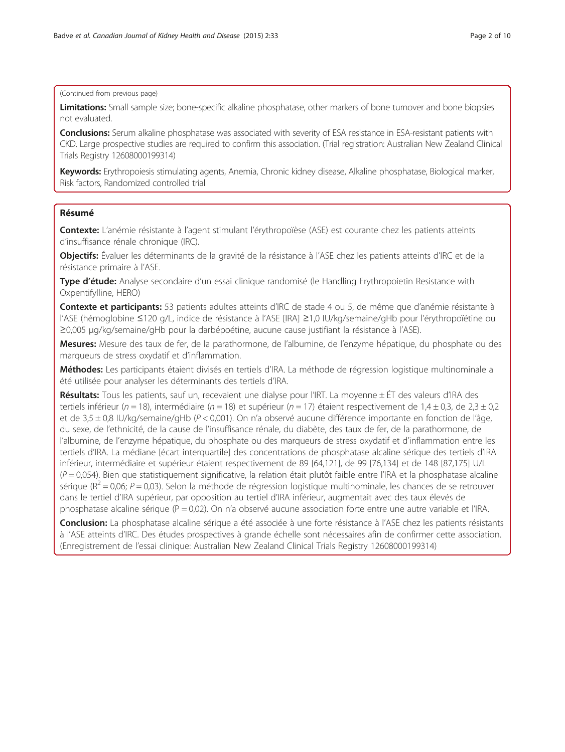(Continued from previous page)

**Limitations:** Small sample size; bone-specific alkaline phosphatase, other markers of bone turnover and bone biopsies not evaluated.

**Conclusions:** Serum alkaline phosphatase was associated with severity of ESA resistance in ESA-resistant patients with CKD. Large prospective studies are required to confirm this association. (Trial registration: Australian New Zealand Clinical Trials Registry 12608000199314)

**Keywords:** Erythropoiesis stimulating agents, Anemia, Chronic kidney disease, Alkaline phosphatase, Biological marker, Risk factors, Randomized controlled trial

## Résumé

**Contexte:** L'anémie résistante à l'agent stimulant l'érythropoïèse (ASE) est courante chez les patients atteints d'insuffisance rénale chronique (IRC).

**Objectifs:** Évaluer les déterminants de la gravité de la résistance à l'ASE chez les patients atteints d'IRC et de la résistance primaire à l'ASE.

**Type d'étude:** Analyse secondaire d'un essai clinique randomisé (le Handling Erythropoietin Resistance with Oxpentifylline, HERO)

**Contexte et participants:** 53 patients adultes atteints d'IRC de stade 4 ou 5, de même que d'anémie résistante à l'ASE (hémoglobine ≤120 g/L, indice de résistance à l'ASE [IRA] ≥1,0 IU/kg/semaine/gHb pour l'érythropoïétine ou ≥0,005 μg/kg/semaine/gHb pour la darbépoétine, aucune cause justifiant la résistance à l'ASE).

**Mesures:** Mesure des taux de fer, de la parathormone, de l'albumine, de l'enzyme hépatique, du phosphate ou des marqueurs de stress oxydatif et d'inflammation.

**Méthodes:** Les participants étaient divisés en tertiels d'IRA. La méthode de régression logistique multinominale a été utilisée pour analyser les déterminants des tertiels d'IRA.

**Résultats:** Tous les patients, sauf un, recevaient une dialyse pour l'IRT. La moyenne ± ÉT des valeurs d'IRA des tertiels inférieur ($n = 18$), intermédiaire ($n = 18$) et supérieur ($n = 17$) étaient respectivement de 1,4 ± 0,3, de 2,3 ± 0,2 et de 3,5 ± 0,8 IU/kg/semaine/gHb ($P < 0{,}001$). On n'a observé aucune différence importante en fonction de l'âge, du sexe, de l'ethnicité, de la cause de l'insuffisance rénale, du diabète, des taux de fer, de la parathormone, de l'albumine, de l'enzyme hépatique, du phosphate ou des marqueurs de stress oxydatif et d'inflammation entre les tertiels d'IRA. La médiane [écart interquartile] des concentrations de phosphatase alcaline sérique des tertiels d'IRA inférieur, intermédiaire et supérieur étaient respectivement de 89 [64,121], de 99 [76,134] et de 148 [87,175] U/L ($P = 0{,}054$). Bien que statistiquement significative, la relation était plutôt faible entre l'IRA et la phosphatase alcaline sérique ($R^2 = 0{,}06$; $P = 0{,}03$). Selon la méthode de régression logistique multinominale, les chances de se retrouver dans le tertiel d'IRA supérieur, par opposition au tertiel d'IRA inférieur, augmentait avec des taux élevés de phosphatase alcaline sérique ($P = 0{,}02$). On n'a observé aucune association forte entre une autre variable et l'IRA.

**Conclusion:** La phosphatase alcaline sérique a été associée à une forte résistance à l'ASE chez les patients résistants à l'ASE atteints d'IRC. Des études prospectives à grande échelle sont nécessaires afin de confirmer cette association. (Enregistrement de l'essai clinique: Australian New Zealand Clinical Trials Registry 12608000199314)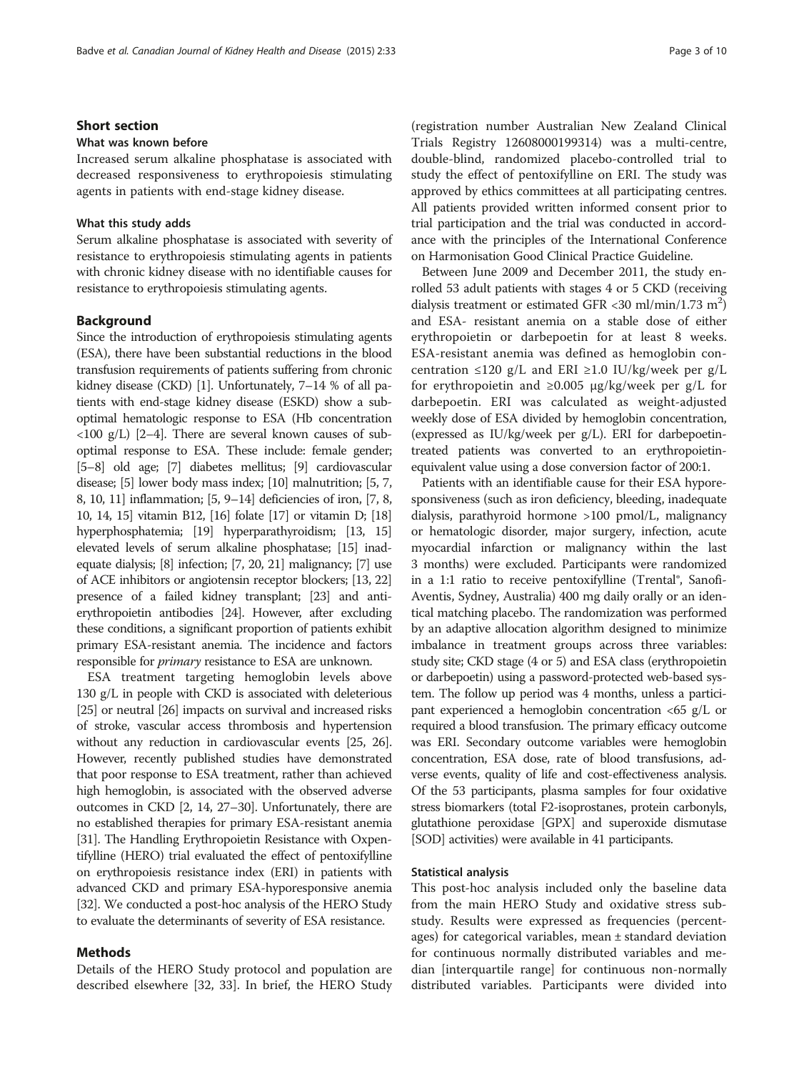## Short section

### What was known before

Increased serum alkaline phosphatase is associated with decreased responsiveness to erythropoiesis stimulating agents in patients with end-stage kidney disease.

### What this study adds

Serum alkaline phosphatase is associated with severity of resistance to erythropoiesis stimulating agents in patients with chronic kidney disease with no identifiable causes for resistance to erythropoiesis stimulating agents.

## Background

Since the introduction of erythropoiesis stimulating agents (ESA), there have been substantial reductions in the blood transfusion requirements of patients suffering from chronic kidney disease (CKD) [1]. Unfortunately, 7–14 % of all patients with end-stage kidney disease (ESKD) show a suboptimal hematologic response to ESA (Hb concentration <100 g/L) [2–4]. There are several known causes of suboptimal response to ESA. These include: female gender; [5–8] old age; [7] diabetes mellitus; [9] cardiovascular disease; [5] lower body mass index; [10] malnutrition; [5, 7, 8, 10, 11] inflammation; [5, 9–14] deficiencies of iron, [7, 8, 10, 14, 15] vitamin B12, [16] folate [17] or vitamin D; [18] hyperphosphatemia; [19] hyperparathyroidism; [13, 15] elevated levels of serum alkaline phosphatase; [15] inadequate dialysis; [8] infection; [7, 20, 21] malignancy; [7] use of ACE inhibitors or angiotensin receptor blockers; [13, 22] presence of a failed kidney transplant; [23] and anti-erythropoietin antibodies [24]. However, after excluding these conditions, a significant proportion of patients exhibit primary ESA-resistant anemia. The incidence and factors responsible for *primary* resistance to ESA are unknown.

ESA treatment targeting hemoglobin levels above 130 g/L in people with CKD is associated with deleterious [25] or neutral [26] impacts on survival and increased risks of stroke, vascular access thrombosis and hypertension without any reduction in cardiovascular events [25, 26]. However, recently published studies have demonstrated that poor response to ESA treatment, rather than achieved high hemoglobin, is associated with the observed adverse outcomes in CKD [2, 14, 27–30]. Unfortunately, there are no established therapies for primary ESA-resistant anemia [31]. The Handling Erythropoietin Resistance with Oxpentifylline (HERO) trial evaluated the effect of pentoxifylline on erythropoiesis resistance index (ERI) in patients with advanced CKD and primary ESA-hyporesponsive anemia [32]. We conducted a post-hoc analysis of the HERO Study to evaluate the determinants of severity of ESA resistance.

## Methods

Details of the HERO Study protocol and population are described elsewhere [32, 33]. In brief, the HERO Study (registration number Australian New Zealand Clinical Trials Registry 12608000199314) was a multi-centre, double-blind, randomized placebo-controlled trial to study the effect of pentoxifylline on ERI. The study was approved by ethics committees at all participating centres. All patients provided written informed consent prior to trial participation and the trial was conducted in accordance with the principles of the International Conference on Harmonisation Good Clinical Practice Guideline.

Between June 2009 and December 2011, the study enrolled 53 adult patients with stages 4 or 5 CKD (receiving dialysis treatment or estimated GFR <30 ml/min/1.73 $m^2$) and ESA- resistant anemia on a stable dose of either erythropoietin or darbepoetin for at least 8 weeks. ESA-resistant anemia was defined as hemoglobin concentration ≤120 g/L and ERI ≥1.0 IU/kg/week per g/L for erythropoietin and ≥0.005 μg/kg/week per g/L for darbepoetin. ERI was calculated as weight-adjusted weekly dose of ESA divided by hemoglobin concentration, (expressed as IU/kg/week per g/L). ERI for darbepoetin-treated patients was converted to an erythropoietin-equivalent value using a dose conversion factor of 200:1.

Patients with an identifiable cause for their ESA hyporesponsiveness (such as iron deficiency, bleeding, inadequate dialysis, parathyroid hormone >100 pmol/L, malignancy or hematologic disorder, major surgery, infection, acute myocardial infarction or malignancy within the last 3 months) were excluded. Participants were randomized in a 1:1 ratio to receive pentoxifylline (Trental®, Sanofi-Aventis, Sydney, Australia) 400 mg daily orally or an identical matching placebo. The randomization was performed by an adaptive allocation algorithm designed to minimize imbalance in treatment groups across three variables: study site; CKD stage (4 or 5) and ESA class (erythropoietin or darbepoetin) using a password-protected web-based system. The follow up period was 4 months, unless a participant experienced a hemoglobin concentration <65 g/L or required a blood transfusion. The primary efficacy outcome was ERI. Secondary outcome variables were hemoglobin concentration, ESA dose, rate of blood transfusions, adverse events, quality of life and cost-effectiveness analysis. Of the 53 participants, plasma samples for four oxidative stress biomarkers (total F2-isoprostanes, protein carbonyls, glutathione peroxidase [GPX] and superoxide dismutase [SOD] activities) were available in 41 participants.

### Statistical analysis

This post-hoc analysis included only the baseline data from the main HERO Study and oxidative stress substudy. Results were expressed as frequencies (percentages) for categorical variables, mean ± standard deviation for continuous normally distributed variables and median [interquartile range] for continuous non-normally distributed variables. Participants were divided into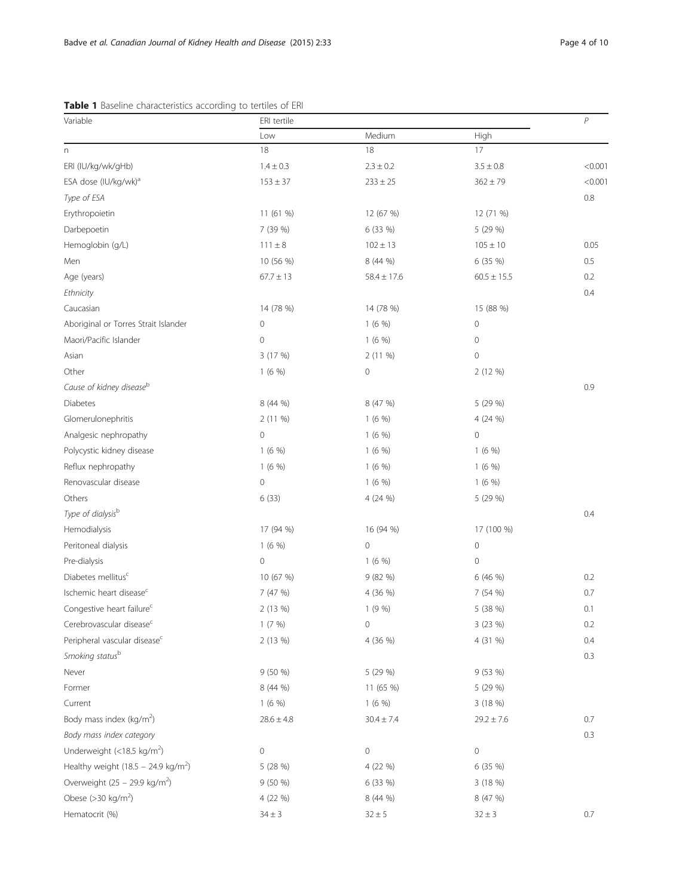**Table 1** Baseline characteristics according to tertiles of ERI

| Variable | ERI tertile | | | $P$ |
|---|---|---|---|---|
| | Low | Medium | High | |
| n | 18 | 18 | 17 | |
| ERI (IU/kg/wk/gHb) | 1.4 ± 0.3 | 2.3 ± 0.2 | 3.5 ± 0.8 | <0.001 |
| ESA dose (IU/kg/wk)[a] | 153 ± 37 | 233 ± 25 | 362 ± 79 | <0.001 |
| *Type of ESA* | | | | 0.8 |
| Erythropoietin | 11 (61 %) | 12 (67 %) | 12 (71 %) | |
| Darbepoetin | 7 (39 %) | 6 (33 %) | 5 (29 %) | |
| Hemoglobin (g/L) | 111 ± 8 | 102 ± 13 | 105 ± 10 | 0.05 |
| Men | 10 (56 %) | 8 (44 %) | 6 (35 %) | 0.5 |
| Age (years) | 67.7 ± 13 | 58.4 ± 17.6 | 60.5 ± 15.5 | 0.2 |
| *Ethnicity* | | | | 0.4 |
| Caucasian | 14 (78 %) | 14 (78 %) | 15 (88 %) | |
| Aboriginal or Torres Strait Islander | 0 | 1 (6 %) | 0 | |
| Maori/Pacific Islander | 0 | 1 (6 %) | 0 | |
| Asian | 3 (17 %) | 2 (11 %) | 0 | |
| Other | 1 (6 %) | 0 | 2 (12 %) | |
| *Cause of kidney disease*[b] | | | | 0.9 |
| Diabetes | 8 (44 %) | 8 (47 %) | 5 (29 %) | |
| Glomerulonephritis | 2 (11 %) | 1 (6 %) | 4 (24 %) | |
| Analgesic nephropathy | 0 | 1 (6 %) | 0 | |
| Polycystic kidney disease | 1 (6 %) | 1 (6 %) | 1 (6 %) | |
| Reflux nephropathy | 1 (6 %) | 1 (6 %) | 1 (6 %) | |
| Renovascular disease | 0 | 1 (6 %) | 1 (6 %) | |
| Others | 6 (33) | 4 (24 %) | 5 (29 %) | |
| *Type of dialysis*[b] | | | | 0.4 |
| Hemodialysis | 17 (94 %) | 16 (94 %) | 17 (100 %) | |
| Peritoneal dialysis | 1 (6 %) | 0 | 0 | |
| Pre-dialysis | 0 | 1 (6 %) | 0 | |
| Diabetes mellitus[c] | 10 (67 %) | 9 (82 %) | 6 (46 %) | 0.2 |
| Ischemic heart disease[c] | 7 (47 %) | 4 (36 %) | 7 (54 %) | 0.7 |
| Congestive heart failure[c] | 2 (13 %) | 1 (9 %) | 5 (38 %) | 0.1 |
| Cerebrovascular disease[c] | 1 (7 %) | 0 | 3 (23 %) | 0.2 |
| Peripheral vascular disease[c] | 2 (13 %) | 4 (36 %) | 4 (31 %) | 0.4 |
| *Smoking status*[b] | | | | 0.3 |
| Never | 9 (50 %) | 5 (29 %) | 9 (53 %) | |
| Former | 8 (44 %) | 11 (65 %) | 5 (29 %) | |
| Current | 1 (6 %) | 1 (6 %) | 3 (18 %) | |
| Body mass index (kg/m$^2$) | 28.6 ± 4.8 | 30.4 ± 7.4 | 29.2 ± 7.6 | 0.7 |
| *Body mass index category* | | | | 0.3 |
| Underweight (<18.5 kg/m$^2$) | 0 | 0 | 0 | |
| Healthy weight (18.5 – 24.9 kg/m$^2$) | 5 (28 %) | 4 (22 %) | 6 (35 %) | |
| Overweight (25 – 29.9 kg/m$^2$) | 9 (50 %) | 6 (33 %) | 3 (18 %) | |
| Obese (>30 kg/m$^2$) | 4 (22 %) | 8 (44 %) | 8 (47 %) | |
| Hematocrit (%) | 34 ± 3 | 32 ± 5 | 32 ± 3 | 0.7 |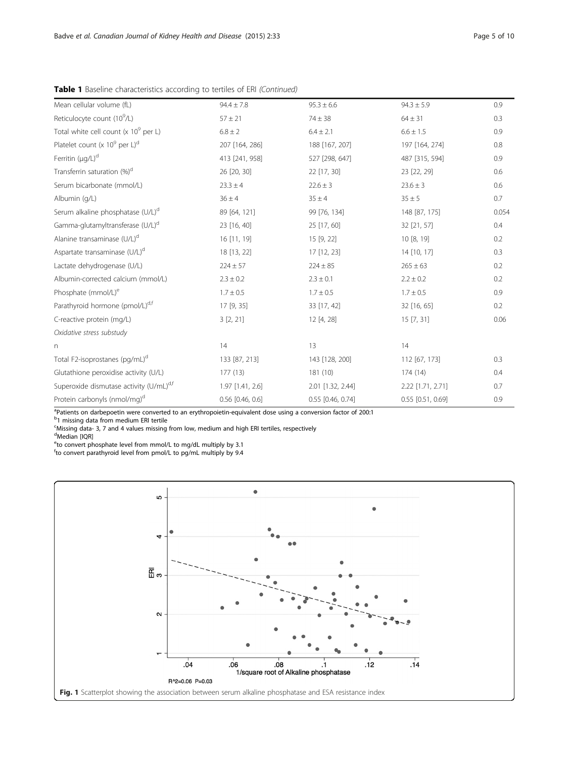**Table 1** Baseline characteristics according to tertiles of ERI *(Continued)*

| | | | | |
|---|---|---|---|---|
| Mean cellular volume (fL) | 94.4 ± 7.8 | 95.3 ± 6.6 | 94.3 ± 5.9 | 0.9 |
| Reticulocyte count ($10^9$/L) | 57 ± 21 | 74 ± 38 | 64 ± 31 | 0.3 |
| Total white cell count (x $10^9$ per L) | 6.8 ± 2 | 6.4 ± 2.1 | 6.6 ± 1.5 | 0.9 |
| Platelet count (x $10^9$ per L)[d] | 207 [164, 286] | 188 [167, 207] | 197 [164, 274] | 0.8 |
| Ferritin (μg/L)[d] | 413 [241, 958] | 527 [298, 647] | 487 [315, 594] | 0.9 |
| Transferrin saturation (%)[d] | 26 [20, 30] | 22 [17, 30] | 23 [22, 29] | 0.6 |
| Serum bicarbonate (mmol/L) | 23.3 ± 4 | 22.6 ± 3 | 23.6 ± 3 | 0.6 |
| Albumin (g/L) | 36 ± 4 | 35 ± 4 | 35 ± 5 | 0.7 |
| Serum alkaline phosphatase (U/L)[d] | 89 [64, 121] | 99 [76, 134] | 148 [87, 175] | 0.054 |
| Gamma-glutamyltransferase (U/L)[d] | 23 [16, 40] | 25 [17, 60] | 32 [21, 57] | 0.4 |
| Alanine transaminase (U/L)[d] | 16 [11, 19] | 15 [9, 22] | 10 [8, 19] | 0.2 |
| Aspartate transaminase (U/L)[d] | 18 [13, 22] | 17 [12, 23] | 14 [10, 17] | 0.3 |
| Lactate dehydrogenase (U/L) | 224 ± 57 | 224 ± 85 | 265 ± 63 | 0.2 |
| Albumin-corrected calcium (mmol/L) | 2.3 ± 0.2 | 2.3 ± 0.1 | 2.2 ± 0.2 | 0.2 |
| Phosphate (mmol/L)[e] | 1.7 ± 0.5 | 1.7 ± 0.5 | 1.7 ± 0.5 | 0.9 |
| Parathyroid hormone (pmol/L)[d,f] | 17 [9, 35] | 33 [17, 42] | 32 [16, 65] | 0.2 |
| C-reactive protein (mg/L) | 3 [2, 21] | 12 [4, 28] | 15 [7, 31] | 0.06 |
| *Oxidative stress substudy* | | | | |
| n | 14 | 13 | 14 | |
| Total F2-isoprostanes (pg/mL)[d] | 133 [87, 213] | 143 [128, 200] | 112 [67, 173] | 0.3 |
| Glutathione peroxidise activity (U/L) | 177 (13) | 181 (10) | 174 (14) | 0.4 |
| Superoxide dismutase activity (U/mL)[d,f] | 1.97 [1.41, 2.6] | 2.01 [1.32, 2.44] | 2.22 [1.71, 2.71] | 0.7 |
| Protein carbonyls (nmol/mg)[d] | 0.56 [0.46, 0.6] | 0.55 [0.46, 0.74] | 0.55 [0.51, 0.69] | 0.9 |

[a]Patients on darbepoetin were converted to an erythropoietin-equivalent dose using a conversion factor of 200:1
[b]1 missing data from medium ERI tertile
[c]Missing data- 3, 7 and 4 values missing from low, medium and high ERI tertiles, respectively
[d]Median [IQR]
[e]to convert phosphate level from mmol/L to mg/dL multiply by 3.1
[f]to convert parathyroid level from pmol/L to pg/mL multiply by 9.4

$R^2$=0.06 P=0.03

**Fig. 1** Scatterplot showing the association between serum alkaline phosphatase and ESA resistance index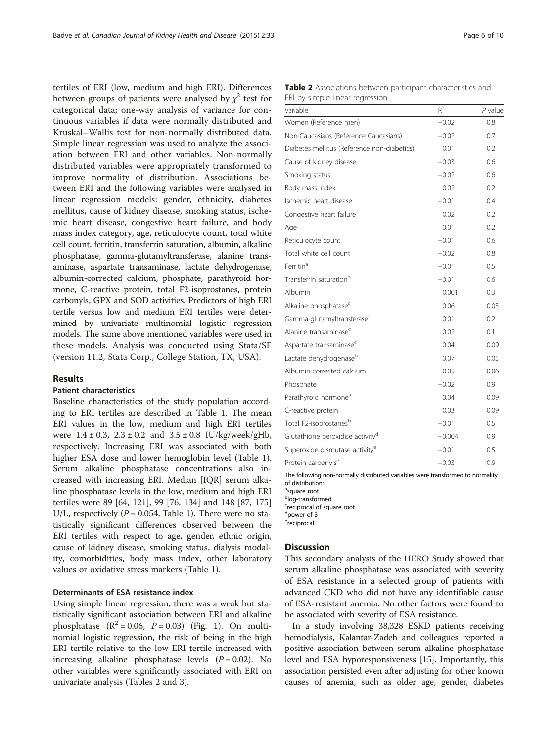tertiles of ERI (low, medium and high ERI). Differences between groups of patients were analysed by $\chi^2$ test for categorical data; one-way analysis of variance for continuous variables if data were normally distributed and Kruskal–Wallis test for non-normally distributed data. Simple linear regression was used to analyze the association between ERI and other variables. Non-normally distributed variables were appropriately transformed to improve normality of distribution. Associations between ERI and the following variables were analysed in linear regression models: gender, ethnicity, diabetes mellitus, cause of kidney disease, smoking status, ischemic heart disease, congestive heart failure, and body mass index category, age, reticulocyte count, total white cell count, ferritin, transferrin saturation, albumin, alkaline phosphatase, gamma-glutamyltransferase, alanine transaminase, aspartate transaminase, lactate dehydrogenase, albumin-corrected calcium, phosphate, parathyroid hormone, C-reactive protein, total F2-isoprostanes, protein carbonyls, GPX and SOD activities. Predictors of high ERI tertile versus low and medium ERI tertiles were determined by univariate multinomial logistic regression models. The same above mentioned variables were used in these models. Analysis was conducted using Stata/SE (version 11.2, Stata Corp., College Station, TX, USA).

## Results

### Patient characteristics

Baseline characteristics of the study population according to ERI tertiles are described in Table 1. The mean ERI values in the low, medium and high ERI tertiles were 1.4 ± 0.3, 2.3 ± 0.2 and 3.5 ± 0.8 IU/kg/week/gHb, respectively. Increasing ERI was associated with both higher ESA dose and lower hemoglobin level (Table 1). Serum alkaline phosphatase concentrations also increased with increasing ERI. Median [IQR] serum alkaline phosphatase levels in the low, medium and high ERI tertiles were 89 [64, 121], 99 [76, 134] and 148 [87, 175] U/L, respectively ($P = 0.054$, Table 1). There were no statistically significant differences observed between the ERI tertiles with respect to age, gender, ethnic origin, cause of kidney disease, smoking status, dialysis modality, comorbidities, body mass index, other laboratory values or oxidative stress markers (Table 1).

### Determinants of ESA resistance index

Using simple linear regression, there was a weak but statistically significant association between ERI and alkaline phosphatase ($R^2 = 0.06$, $P = 0.03$) (Fig. 1). On multinomial logistic regression, the risk of being in the high ERI tertile relative to the low ERI tertile increased with increasing alkaline phosphatase levels ($P = 0.02$). No other variables were significantly associated with ERI on univariate analysis (Tables 2 and 3).

**Table 2** Associations between participant characteristics and ERI by simple linear regression

| Variable | $R^2$ | $P$ value |
|---|---|---|
| Women (Reference men) | −0.02 | 0.8 |
| Non-Caucasians (Reference Caucasians) | −0.02 | 0.7 |
| Diabetes mellitus (Reference non-diabetics) | 0.01 | 0.2 |
| Cause of kidney disease | −0.03 | 0.6 |
| Smoking status | −0.02 | 0.6 |
| Body mass index | 0.02 | 0.2 |
| Ischemic heart disease | −0.01 | 0.4 |
| Congestive heart failure | 0.02 | 0.2 |
| Age | 0.01 | 0.2 |
| Reticulocyte count | −0.01 | 0.6 |
| Total white cell count | −0.02 | 0.8 |
| Ferritin[a] | −0.01 | 0.5 |
| Transferrin saturation[b] | −0.01 | 0.6 |
| Albumin | 0.001 | 0.3 |
| Alkaline phosphatase[c] | 0.06 | 0.03 |
| Gamma-glutamyltransferase[b] | 0.01 | 0.2 |
| Alanine transaminase[c] | 0.02 | 0.1 |
| Aspartate transaminase[c] | 0.04 | 0.09 |
| Lactate dehydrogenase[b] | 0.07 | 0.05 |
| Albumin-corrected calcium | 0.05 | 0.06 |
| Phosphate | −0.02 | 0.9 |
| Parathyroid hormone[a] | 0.04 | 0.09 |
| C-reactive protein | 0.03 | 0.09 |
| Total F2-isoprostanes[b] | −0.01 | 0.5 |
| Glutathione peroxidise activity[d] | −0.004 | 0.9 |
| Superoxide dismutase activity[e] | −0.01 | 0.5 |
| Protein carbonyls[e] | −0.03 | 0.9 |

The following non-normally distributed variables were transformed to normality of distribution:
[a]square root
[b]log-transformed
[c]reciprocal of square root
[d]power of 3
[e]reciprocal

## Discussion

This secondary analysis of the HERO Study showed that serum alkaline phosphatase was associated with severity of ESA resistance in a selected group of patients with advanced CKD who did not have any identifiable cause of ESA-resistant anemia. No other factors were found to be associated with severity of ESA resistance.

In a study involving 38,328 ESKD patients receiving hemodialysis, Kalantar-Zadeh and colleagues reported a positive association between serum alkaline phosphatase level and ESA hyporesponsiveness [15]. Importantly, this association persisted even after adjusting for other known causes of anemia, such as older age, gender, diabetes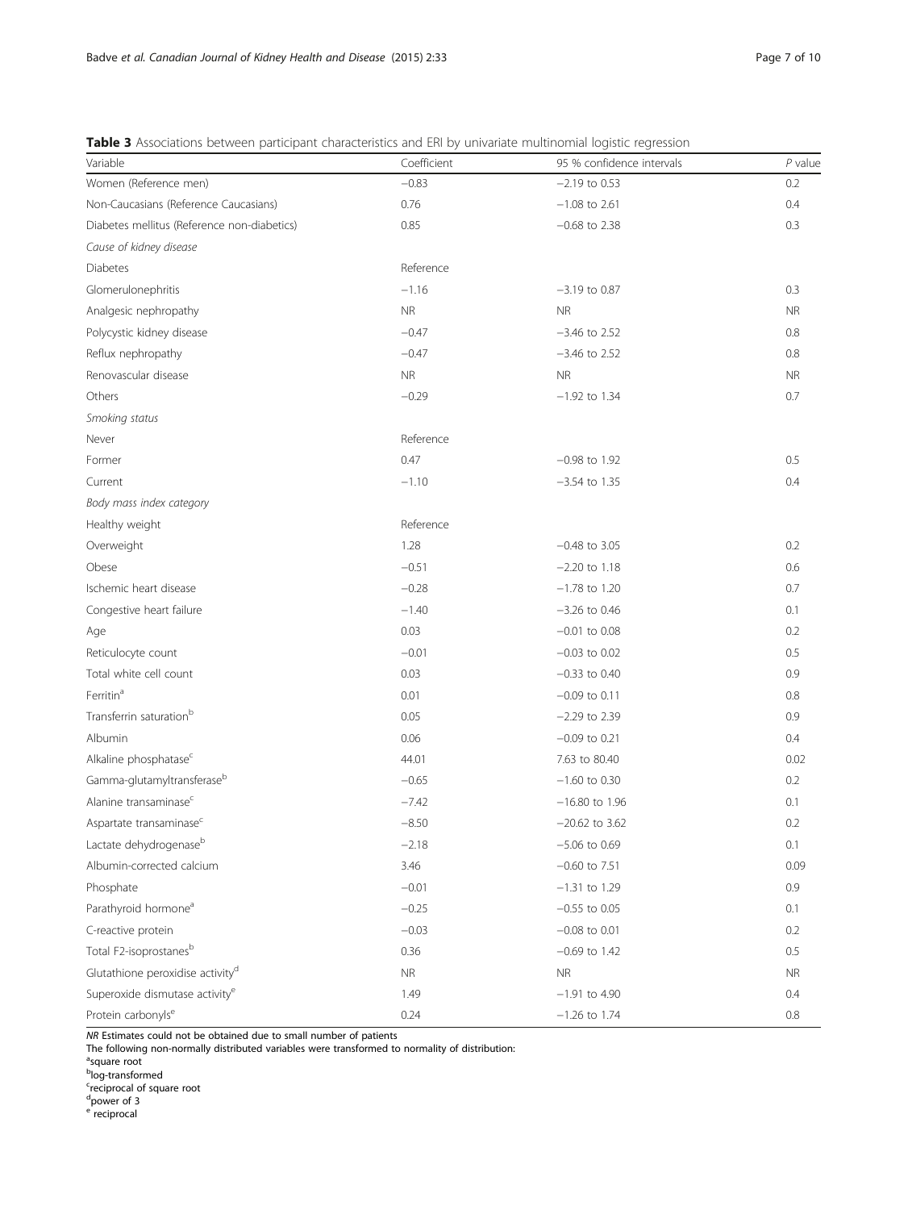**Table 3** Associations between participant characteristics and ERI by univariate multinomial logistic regression

| Variable | Coefficient | 95 % confidence intervals | *P* value |
|---|---|---|---|
| Women (Reference men) | −0.83 | −2.19 to 0.53 | 0.2 |
| Non-Caucasians (Reference Caucasians) | 0.76 | −1.08 to 2.61 | 0.4 |
| Diabetes mellitus (Reference non-diabetics) | 0.85 | −0.68 to 2.38 | 0.3 |
| *Cause of kidney disease* | | | |
| Diabetes | Reference | | |
| Glomerulonephritis | −1.16 | −3.19 to 0.87 | 0.3 |
| Analgesic nephropathy | NR | NR | NR |
| Polycystic kidney disease | −0.47 | −3.46 to 2.52 | 0.8 |
| Reflux nephropathy | −0.47 | −3.46 to 2.52 | 0.8 |
| Renovascular disease | NR | NR | NR |
| Others | −0.29 | −1.92 to 1.34 | 0.7 |
| *Smoking status* | | | |
| Never | Reference | | |
| Former | 0.47 | −0.98 to 1.92 | 0.5 |
| Current | −1.10 | −3.54 to 1.35 | 0.4 |
| *Body mass index category* | | | |
| Healthy weight | Reference | | |
| Overweight | 1.28 | −0.48 to 3.05 | 0.2 |
| Obese | −0.51 | −2.20 to 1.18 | 0.6 |
| Ischemic heart disease | −0.28 | −1.78 to 1.20 | 0.7 |
| Congestive heart failure | −1.40 | −3.26 to 0.46 | 0.1 |
| Age | 0.03 | −0.01 to 0.08 | 0.2 |
| Reticulocyte count | −0.01 | −0.03 to 0.02 | 0.5 |
| Total white cell count | 0.03 | −0.33 to 0.40 | 0.9 |
| Ferritin[a] | 0.01 | −0.09 to 0.11 | 0.8 |
| Transferrin saturation[b] | 0.05 | −2.29 to 2.39 | 0.9 |
| Albumin | 0.06 | −0.09 to 0.21 | 0.4 |
| Alkaline phosphatase[c] | 44.01 | 7.63 to 80.40 | 0.02 |
| Gamma-glutamyltransferase[b] | −0.65 | −1.60 to 0.30 | 0.2 |
| Alanine transaminase[c] | −7.42 | −16.80 to 1.96 | 0.1 |
| Aspartate transaminase[c] | −8.50 | −20.62 to 3.62 | 0.2 |
| Lactate dehydrogenase[b] | −2.18 | −5.06 to 0.69 | 0.1 |
| Albumin-corrected calcium | 3.46 | −0.60 to 7.51 | 0.09 |
| Phosphate | −0.01 | −1.31 to 1.29 | 0.9 |
| Parathyroid hormone[a] | −0.25 | −0.55 to 0.05 | 0.1 |
| C-reactive protein | −0.03 | −0.08 to 0.01 | 0.2 |
| Total F2-isoprostanes[b] | 0.36 | −0.69 to 1.42 | 0.5 |
| Glutathione peroxidise activity[d] | NR | NR | NR |
| Superoxide dismutase activity[e] | 1.49 | −1.91 to 4.90 | 0.4 |
| Protein carbonyls[e] | 0.24 | −1.26 to 1.74 | 0.8 |

*NR* Estimates could not be obtained due to small number of patients
The following non-normally distributed variables were transformed to normality of distribution:
[a]square root
[b]log-transformed
[c]reciprocal of square root
[d]power of 3
[e] reciprocal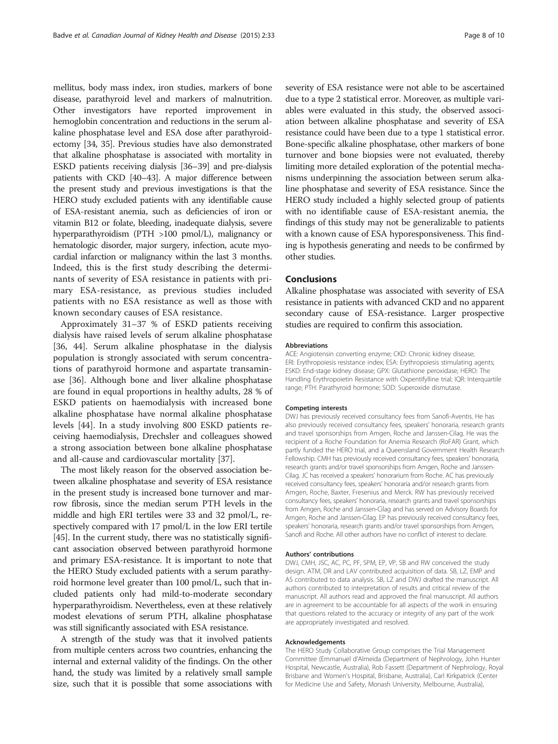mellitus, body mass index, iron studies, markers of bone disease, parathyroid level and markers of malnutrition. Other investigators have reported improvement in hemoglobin concentration and reductions in the serum alkaline phosphatase level and ESA dose after parathyroidectomy [34, 35]. Previous studies have also demonstrated that alkaline phosphatase is associated with mortality in ESKD patients receiving dialysis [36–39] and pre-dialysis patients with CKD [40–43]. A major difference between the present study and previous investigations is that the HERO study excluded patients with any identifiable cause of ESA-resistant anemia, such as deficiencies of iron or vitamin B12 or folate, bleeding, inadequate dialysis, severe hyperparathyroidism (PTH >100 pmol/L), malignancy or hematologic disorder, major surgery, infection, acute myocardial infarction or malignancy within the last 3 months. Indeed, this is the first study describing the determinants of severity of ESA resistance in patients with primary ESA-resistance, as previous studies included patients with no ESA resistance as well as those with known secondary causes of ESA resistance.

Approximately 31–37 % of ESKD patients receiving dialysis have raised levels of serum alkaline phosphatase [36, 44]. Serum alkaline phosphatase in the dialysis population is strongly associated with serum concentrations of parathyroid hormone and aspartate transaminase [36]. Although bone and liver alkaline phosphatase are found in equal proportions in healthy adults, 28 % of ESKD patients on haemodialysis with increased bone alkaline phosphatase have normal alkaline phosphatase levels [44]. In a study involving 800 ESKD patients receiving haemodialysis, Drechsler and colleagues showed a strong association between bone alkaline phosphatase and all-cause and cardiovascular mortality [37].

The most likely reason for the observed association between alkaline phosphatase and severity of ESA resistance in the present study is increased bone turnover and marrow fibrosis, since the median serum PTH levels in the middle and high ERI tertiles were 33 and 32 pmol/L, respectively compared with 17 pmol/L in the low ERI tertile [45]. In the current study, there was no statistically significant association observed between parathyroid hormone and primary ESA-resistance. It is important to note that the HERO Study excluded patients with a serum parathyroid hormone level greater than 100 pmol/L, such that included patients only had mild-to-moderate secondary hyperparathyroidism. Nevertheless, even at these relatively modest elevations of serum PTH, alkaline phosphatase was still significantly associated with ESA resistance.

A strength of the study was that it involved patients from multiple centers across two countries, enhancing the internal and external validity of the findings. On the other hand, the study was limited by a relatively small sample size, such that it is possible that some associations with severity of ESA resistance were not able to be ascertained due to a type 2 statistical error. Moreover, as multiple variables were evaluated in this study, the observed association between alkaline phosphatase and severity of ESA resistance could have been due to a type 1 statistical error. Bone-specific alkaline phosphatase, other markers of bone turnover and bone biopsies were not evaluated, thereby limiting more detailed exploration of the potential mechanisms underpinning the association between serum alkaline phosphatase and severity of ESA resistance. Since the HERO study included a highly selected group of patients with no identifiable cause of ESA-resistant anemia, the findings of this study may not be generalizable to patients with a known cause of ESA hyporesponsiveness. This finding is hypothesis generating and needs to be confirmed by other studies.

## Conclusions

Alkaline phosphatase was associated with severity of ESA resistance in patients with advanced CKD and no apparent secondary cause of ESA-resistance. Larger prospective studies are required to confirm this association.

#### Abbreviations

ACE: Angiotensin converting enzyme; CKD: Chronic kidney disease; ERI: Erythropoiesis resistance index; ESA: Erythropoiesis stimulating agents; ESKD: End-stage kidney disease; GPX: Glutathione peroxidase; HERO: The Handling Erythropoietin Resistance with Oxpentifylline trial; IQR: Interquartile range; PTH: Parathyroid hormone; SOD: Superoxide dismutase.

#### Competing interests

DWJ has previously received consultancy fees from Sanofi-Aventis. He has also previously received consultancy fees, speakers' honoraria, research grants and travel sponsorships from Amgen, Roche and Janssen-Cilag. He was the recipient of a Roche Foundation for Anemia Research (RoFAR) Grant, which partly funded the HERO trial, and a Queensland Government Health Research Fellowship. CMH has previously received consultancy fees, speakers' honoraria, research grants and/or travel sponsorships from Amgen, Roche and Janssen-Cilag. JC has received a speakers' honorarium from Roche. AC has previously received consultancy fees, speakers' honoraria and/or research grants from Amgen, Roche, Baxter, Fresenius and Merck. RW has previously received consultancy fees, speakers' honoraria, research grants and travel sponsorships from Amgen, Roche and Janssen-Cilag and has served on Advisory Boards for Amgen, Roche and Janssen-Cilag. EP has previously received consultancy fees, speakers' honoraria, research grants and/or travel sponsorships from Amgen, Sanofi and Roche. All other authors have no conflict of interest to declare.

#### Authors' contributions

DWJ, CMH, JSC, AC, PC, PF, SPM, EP, VP, SB and RW conceived the study design. ATM, DR and LAV contributed acquisition of data. SB, LZ, EMP and AS contributed to data analysis. SB, LZ and DWJ drafted the manuscript. All authors contributed to interpretation of results and critical review of the manuscript. All authors read and approved the final manuscript. All authors are in agreement to be accountable for all aspects of the work in ensuring that questions related to the accuracy or integrity of any part of the work are appropriately investigated and resolved.

#### Acknowledgements

The HERO Study Collaborative Group comprises the Trial Management Committee (Emmanuel d'Almeida (Department of Nephrology, John Hunter Hospital, Newcastle, Australia), Rob Fassett (Department of Nephrology, Royal Brisbane and Women's Hospital, Brisbane, Australia), Carl Kirkpatrick (Center for Medicine Use and Safety, Monash University, Melbourne, Australia),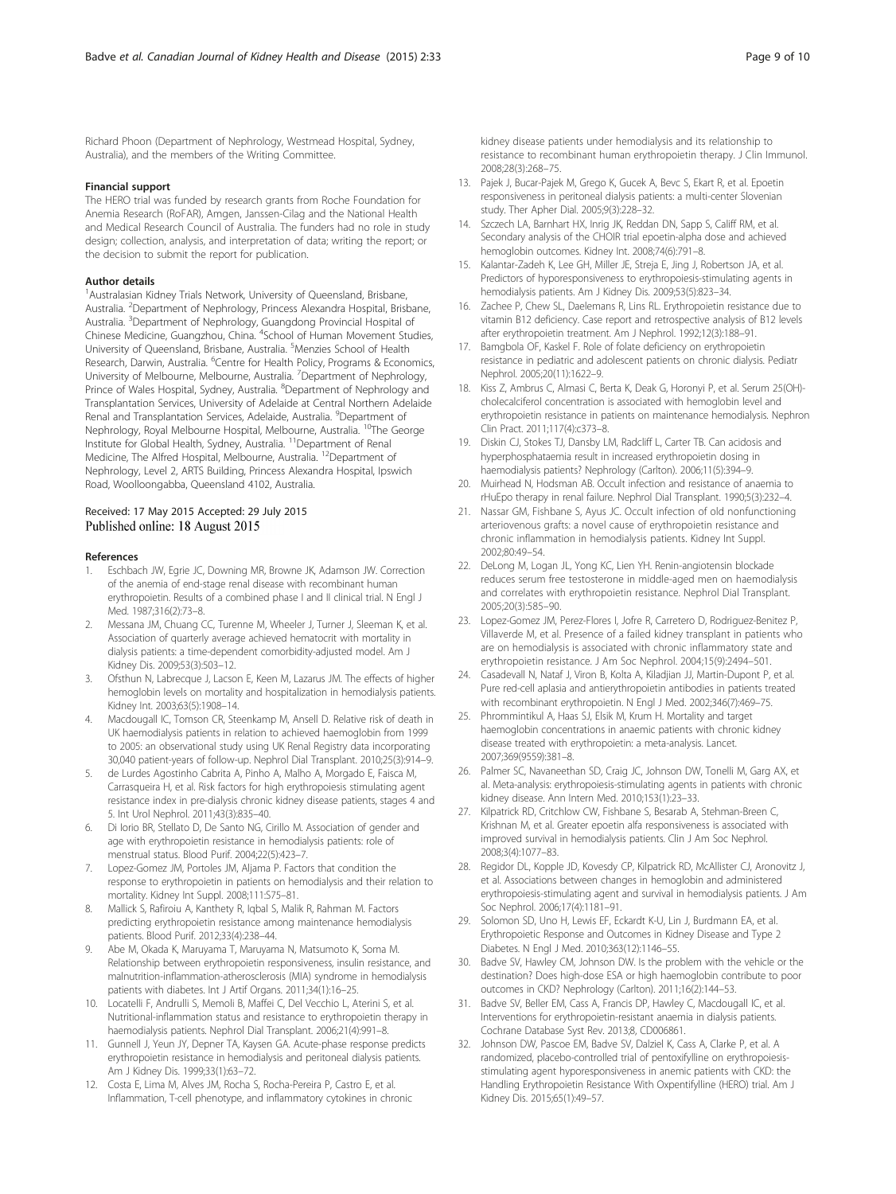Richard Phoon (Department of Nephrology, Westmead Hospital, Sydney, Australia), and the members of the Writing Committee.

#### Financial support

The HERO trial was funded by research grants from Roche Foundation for Anemia Research (RoFAR), Amgen, Janssen-Cilag and the National Health and Medical Research Council of Australia. The funders had no role in study design; collection, analysis, and interpretation of data; writing the report; or the decision to submit the report for publication.

#### Author details

[1]Australasian Kidney Trials Network, University of Queensland, Brisbane, Australia. [2]Department of Nephrology, Princess Alexandra Hospital, Brisbane, Australia. [3]Department of Nephrology, Guangdong Provincial Hospital of Chinese Medicine, Guangzhou, China. [4]School of Human Movement Studies, University of Queensland, Brisbane, Australia. [5]Menzies School of Health Research, Darwin, Australia. [6]Centre for Health Policy, Programs & Economics, University of Melbourne, Melbourne, Australia. [7]Department of Nephrology, Prince of Wales Hospital, Sydney, Australia. [8]Department of Nephrology and Transplantation Services, University of Adelaide at Central Northern Adelaide Renal and Transplantation Services, Adelaide, Australia. [9]Department of Nephrology, Royal Melbourne Hospital, Melbourne, Australia. [10]The George Institute for Global Health, Sydney, Australia. [11]Department of Renal Medicine, The Alfred Hospital, Melbourne, Australia. [12]Department of Nephrology, Level 2, ARTS Building, Princess Alexandra Hospital, Ipswich Road, Woolloongabba, Queensland 4102, Australia.

Received: 17 May 2015 Accepted: 29 July 2015
Published online: 18 August 2015

#### References

1. Eschbach JW, Egrie JC, Downing MR, Browne JK, Adamson JW. Correction of the anemia of end-stage renal disease with recombinant human erythropoietin. Results of a combined phase I and II clinical trial. N Engl J Med. 1987;316(2):73–8.
2. Messana JM, Chuang CC, Turenne M, Wheeler J, Turner J, Sleeman K, et al. Association of quarterly average achieved hematocrit with mortality in dialysis patients: a time-dependent comorbidity-adjusted model. Am J Kidney Dis. 2009;53(3):503–12.
3. Ofsthun N, Labrecque J, Lacson E, Keen M, Lazarus JM. The effects of higher hemoglobin levels on mortality and hospitalization in hemodialysis patients. Kidney Int. 2003;63(5):1908–14.
4. Macdougall IC, Tomson CR, Steenkamp M, Ansell D. Relative risk of death in UK haemodialysis patients in relation to achieved haemoglobin from 1999 to 2005: an observational study using UK Renal Registry data incorporating 30,040 patient-years of follow-up. Nephrol Dial Transplant. 2010;25(3):914–9.
5. de Lurdes Agostinho Cabrita A, Pinho A, Malho A, Morgado E, Faisca M, Carrasqueira H, et al. Risk factors for high erythropoiesis stimulating agent resistance index in pre-dialysis chronic kidney disease patients, stages 4 and 5. Int Urol Nephrol. 2011;43(3):835–40.
6. Di Iorio BR, Stellato D, De Santo NG, Cirillo M. Association of gender and age with erythropoietin resistance in hemodialysis patients: role of menstrual status. Blood Purif. 2004;22(5):423–7.
7. Lopez-Gomez JM, Portoles JM, Aljama P. Factors that condition the response to erythropoietin in patients on hemodialysis and their relation to mortality. Kidney Int Suppl. 2008;111:S75–81.
8. Mallick S, Rafiroiu A, Kanthety R, Iqbal S, Malik R, Rahman M. Factors predicting erythropoietin resistance among maintenance hemodialysis patients. Blood Purif. 2012;33(4):238–44.
9. Abe M, Okada K, Maruyama T, Maruyama N, Matsumoto K, Soma M. Relationship between erythropoietin responsiveness, insulin resistance, and malnutrition-inflammation-atherosclerosis (MIA) syndrome in hemodialysis patients with diabetes. Int J Artif Organs. 2011;34(1):16–25.
10. Locatelli F, Andrulli S, Memoli B, Maffei C, Del Vecchio L, Aterini S, et al. Nutritional-inflammation status and resistance to erythropoietin therapy in haemodialysis patients. Nephrol Dial Transplant. 2006;21(4):991–8.
11. Gunnell J, Yeun JY, Depner TA, Kaysen GA. Acute-phase response predicts erythropoietin resistance in hemodialysis and peritoneal dialysis patients. Am J Kidney Dis. 1999;33(1):63–72.
12. Costa E, Lima M, Alves JM, Rocha S, Rocha-Pereira P, Castro E, et al. Inflammation, T-cell phenotype, and inflammatory cytokines in chronic kidney disease patients under hemodialysis and its relationship to resistance to recombinant human erythropoietin therapy. J Clin Immunol. 2008;28(3):268–75.
13. Pajek J, Bucar-Pajek M, Grego K, Gucek A, Bevc S, Ekart R, et al. Epoetin responsiveness in peritoneal dialysis patients: a multi-center Slovenian study. Ther Apher Dial. 2005;9(3):228–32.
14. Szczech LA, Barnhart HX, Inrig JK, Reddan DN, Sapp S, Califf RM, et al. Secondary analysis of the CHOIR trial epoetin-alpha dose and achieved hemoglobin outcomes. Kidney Int. 2008;74(6):791–8.
15. Kalantar-Zadeh K, Lee GH, Miller JE, Streja E, Jing J, Robertson JA, et al. Predictors of hyporesponsiveness to erythropoiesis-stimulating agents in hemodialysis patients. Am J Kidney Dis. 2009;53(5):823–34.
16. Zachee P, Chew SL, Daelemans R, Lins RL. Erythropoietin resistance due to vitamin B12 deficiency. Case report and retrospective analysis of B12 levels after erythropoietin treatment. Am J Nephrol. 1992;12(3):188–91.
17. Bamgbola OF, Kaskel F. Role of folate deficiency on erythropoietin resistance in pediatric and adolescent patients on chronic dialysis. Pediatr Nephrol. 2005;20(11):1622–9.
18. Kiss Z, Ambrus C, Almasi C, Berta K, Deak G, Horonyi P, et al. Serum 25(OH)-cholecalciferol concentration is associated with hemoglobin level and erythropoietin resistance in patients on maintenance hemodialysis. Nephron Clin Pract. 2011;117(4):c373–8.
19. Diskin CJ, Stokes TJ, Dansby LM, Radcliff L, Carter TB. Can acidosis and hyperphosphataemia result in increased erythropoietin dosing in haemodialysis patients? Nephrology (Carlton). 2006;11(5):394–9.
20. Muirhead N, Hodsman AB. Occult infection and resistance of anaemia to rHuEpo therapy in renal failure. Nephrol Dial Transplant. 1990;5(3):232–4.
21. Nassar GM, Fishbane S, Ayus JC. Occult infection of old nonfunctioning arteriovenous grafts: a novel cause of erythropoietin resistance and chronic inflammation in hemodialysis patients. Kidney Int Suppl. 2002;80:49–54.
22. DeLong M, Logan JL, Yong KC, Lien YH. Renin-angiotensin blockade reduces serum free testosterone in middle-aged men on haemodialysis and correlates with erythropoietin resistance. Nephrol Dial Transplant. 2005;20(3):585–90.
23. Lopez-Gomez JM, Perez-Flores I, Jofre R, Carretero D, Rodriguez-Benitez P, Villaverde M, et al. Presence of a failed kidney transplant in patients who are on hemodialysis is associated with chronic inflammatory state and erythropoietin resistance. J Am Soc Nephrol. 2004;15(9):2494–501.
24. Casadevall N, Nataf J, Viron B, Kolta A, Kiladjian JJ, Martin-Dupont P, et al. Pure red-cell aplasia and antierythropoietin antibodies in patients treated with recombinant erythropoietin. N Engl J Med. 2002;346(7):469–75.
25. Phrommintikul A, Haas SJ, Elsik M, Krum H. Mortality and target haemoglobin concentrations in anaemic patients with chronic kidney disease treated with erythropoietin: a meta-analysis. Lancet. 2007;369(9559):381–8.
26. Palmer SC, Navaneethan SD, Craig JC, Johnson DW, Tonelli M, Garg AX, et al. Meta-analysis: erythropoiesis-stimulating agents in patients with chronic kidney disease. Ann Intern Med. 2010;153(1):23–33.
27. Kilpatrick RD, Critchlow CW, Fishbane S, Besarab A, Stehman-Breen C, Krishnan M, et al. Greater epoetin alfa responsiveness is associated with improved survival in hemodialysis patients. Clin J Am Soc Nephrol. 2008;3(4):1077–83.
28. Regidor DL, Kopple JD, Kovesdy CP, Kilpatrick RD, McAllister CJ, Aronovitz J, et al. Associations between changes in hemoglobin and administered erythropoiesis-stimulating agent and survival in hemodialysis patients. J Am Soc Nephrol. 2006;17(4):1181–91.
29. Solomon SD, Uno H, Lewis EF, Eckardt K-U, Lin J, Burdmann EA, et al. Erythropoietic Response and Outcomes in Kidney Disease and Type 2 Diabetes. N Engl J Med. 2010;363(12):1146–55.
30. Badve SV, Hawley CM, Johnson DW. Is the problem with the vehicle or the destination? Does high-dose ESA or high haemoglobin contribute to poor outcomes in CKD? Nephrology (Carlton). 2011;16(2):144–53.
31. Badve SV, Beller EM, Cass A, Francis DP, Hawley C, Macdougall IC, et al. Interventions for erythropoietin-resistant anaemia in dialysis patients. Cochrane Database Syst Rev. 2013;8, CD006861.
32. Johnson DW, Pascoe EM, Badve SV, Dalziel K, Cass A, Clarke P, et al. A randomized, placebo-controlled trial of pentoxifylline on erythropoiesis-stimulating agent hyporesponsiveness in anemic patients with CKD: the Handling Erythropoietin Resistance With Oxpentifylline (HERO) trial. Am J Kidney Dis. 2015;65(1):49–57.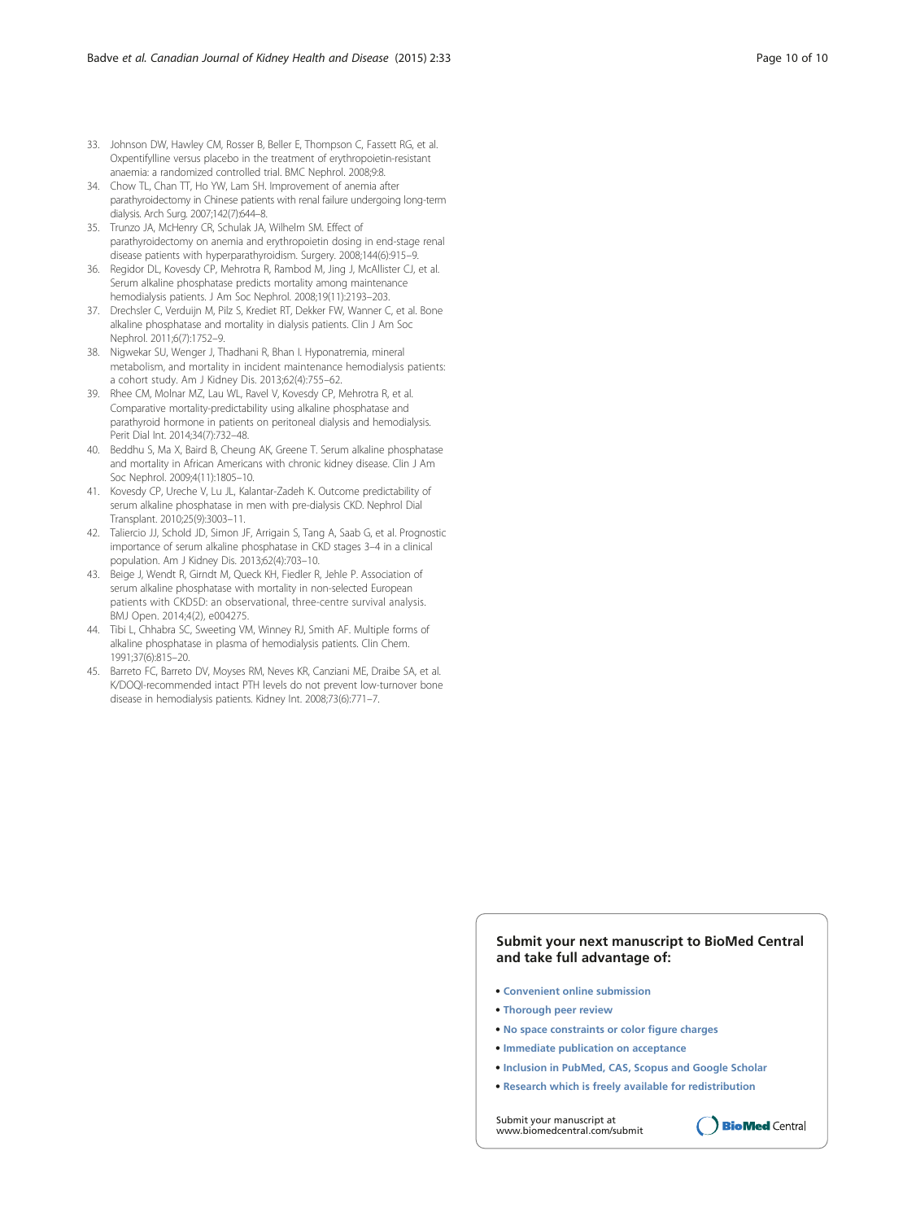33. Johnson DW, Hawley CM, Rosser B, Beller E, Thompson C, Fassett RG, et al. Oxpentifylline versus placebo in the treatment of erythropoietin-resistant anaemia: a randomized controlled trial. BMC Nephrol. 2008;9:8.
34. Chow TL, Chan TT, Ho YW, Lam SH. Improvement of anemia after parathyroidectomy in Chinese patients with renal failure undergoing long-term dialysis. Arch Surg. 2007;142(7):644–8.
35. Trunzo JA, McHenry CR, Schulak JA, Wilhelm SM. Effect of parathyroidectomy on anemia and erythropoietin dosing in end-stage renal disease patients with hyperparathyroidism. Surgery. 2008;144(6):915–9.
36. Regidor DL, Kovesdy CP, Mehrotra R, Rambod M, Jing J, McAllister CJ, et al. Serum alkaline phosphatase predicts mortality among maintenance hemodialysis patients. J Am Soc Nephrol. 2008;19(11):2193–203.
37. Drechsler C, Verduijn M, Pilz S, Krediet RT, Dekker FW, Wanner C, et al. Bone alkaline phosphatase and mortality in dialysis patients. Clin J Am Soc Nephrol. 2011;6(7):1752–9.
38. Nigwekar SU, Wenger J, Thadhani R, Bhan I. Hyponatremia, mineral metabolism, and mortality in incident maintenance hemodialysis patients: a cohort study. Am J Kidney Dis. 2013;62(4):755–62.
39. Rhee CM, Molnar MZ, Lau WL, Ravel V, Kovesdy CP, Mehrotra R, et al. Comparative mortality-predictability using alkaline phosphatase and parathyroid hormone in patients on peritoneal dialysis and hemodialysis. Perit Dial Int. 2014;34(7):732–48.
40. Beddhu S, Ma X, Baird B, Cheung AK, Greene T. Serum alkaline phosphatase and mortality in African Americans with chronic kidney disease. Clin J Am Soc Nephrol. 2009;4(11):1805–10.
41. Kovesdy CP, Ureche V, Lu JL, Kalantar-Zadeh K. Outcome predictability of serum alkaline phosphatase in men with pre-dialysis CKD. Nephrol Dial Transplant. 2010;25(9):3003–11.
42. Taliercio JJ, Schold JD, Simon JF, Arrigain S, Tang A, Saab G, et al. Prognostic importance of serum alkaline phosphatase in CKD stages 3–4 in a clinical population. Am J Kidney Dis. 2013;62(4):703–10.
43. Beige J, Wendt R, Girndt M, Queck KH, Fiedler R, Jehle P. Association of serum alkaline phosphatase with mortality in non-selected European patients with CKD5D: an observational, three-centre survival analysis. BMJ Open. 2014;4(2), e004275.
44. Tibi L, Chhabra SC, Sweeting VM, Winney RJ, Smith AF. Multiple forms of alkaline phosphatase in plasma of hemodialysis patients. Clin Chem. 1991;37(6):815–20.
45. Barreto FC, Barreto DV, Moyses RM, Neves KR, Canziani ME, Draibe SA, et al. K/DOQI-recommended intact PTH levels do not prevent low-turnover bone disease in hemodialysis patients. Kidney Int. 2008;73(6):771–7.

**Submit your next manuscript to BioMed Central and take full advantage of:**

- **Convenient online submission**
- **Thorough peer review**
- **No space constraints or color figure charges**
- **Immediate publication on acceptance**
- **Inclusion in PubMed, CAS, Scopus and Google Scholar**
- **Research which is freely available for redistribution**

Submit your manuscript at
www.biomedcentral.com/submit

BioMed Central